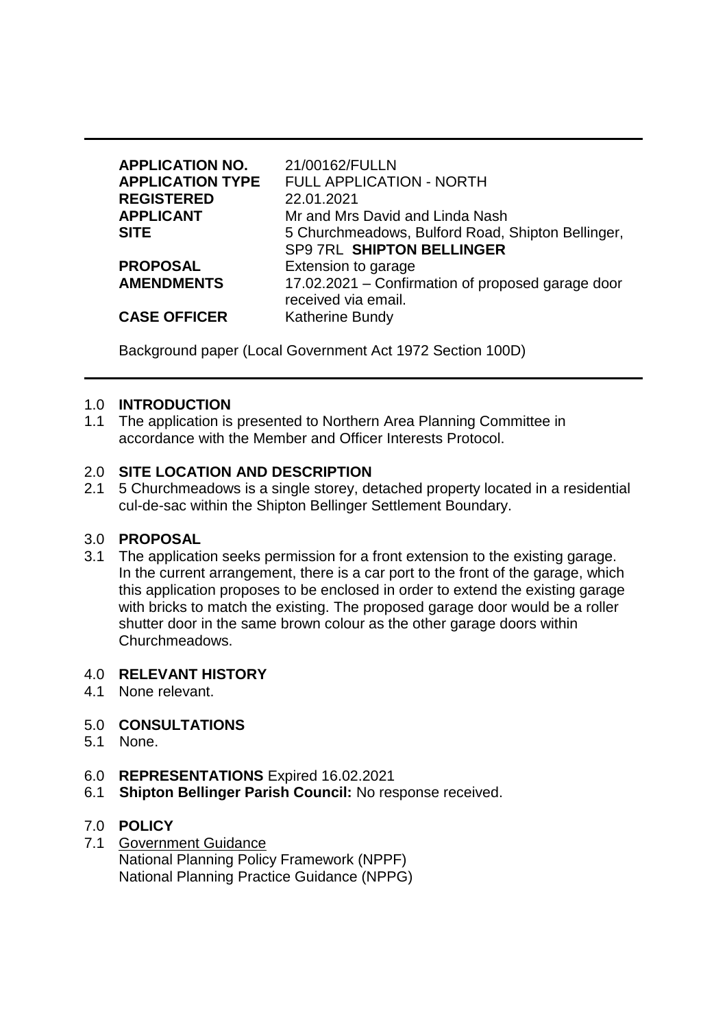| | |
|---|---|
| **APPLICATION NO.** | 21/00162/FULLN |
| **APPLICATION TYPE** | FULL APPLICATION - NORTH |
| **REGISTERED** | 22.01.2021 |
| **APPLICANT** | Mr and Mrs David and Linda Nash |
| **SITE** | 5 Churchmeadows, Bulford Road, Shipton Bellinger, SP9 7RL **SHIPTON BELLINGER** |
| **PROPOSAL** | Extension to garage |
| **AMENDMENTS** | 17.02.2021 – Confirmation of proposed garage door received via email. |
| **CASE OFFICER** | Katherine Bundy |

Background paper (Local Government Act 1972 Section 100D)

## 1.0 INTRODUCTION

1.1 The application is presented to Northern Area Planning Committee in accordance with the Member and Officer Interests Protocol.

## 2.0 SITE LOCATION AND DESCRIPTION

2.1 5 Churchmeadows is a single storey, detached property located in a residential cul-de-sac within the Shipton Bellinger Settlement Boundary.

## 3.0 PROPOSAL

3.1 The application seeks permission for a front extension to the existing garage. In the current arrangement, there is a car port to the front of the garage, which this application proposes to be enclosed in order to extend the existing garage with bricks to match the existing. The proposed garage door would be a roller shutter door in the same brown colour as the other garage doors within Churchmeadows.

## 4.0 RELEVANT HISTORY

4.1 None relevant.

## 5.0 CONSULTATIONS

5.1 None.

## 6.0 REPRESENTATIONS Expired 16.02.2021

6.1 **Shipton Bellinger Parish Council:** No response received.

## 7.0 POLICY

7.1 Government Guidance
National Planning Policy Framework (NPPF)
National Planning Practice Guidance (NPPG)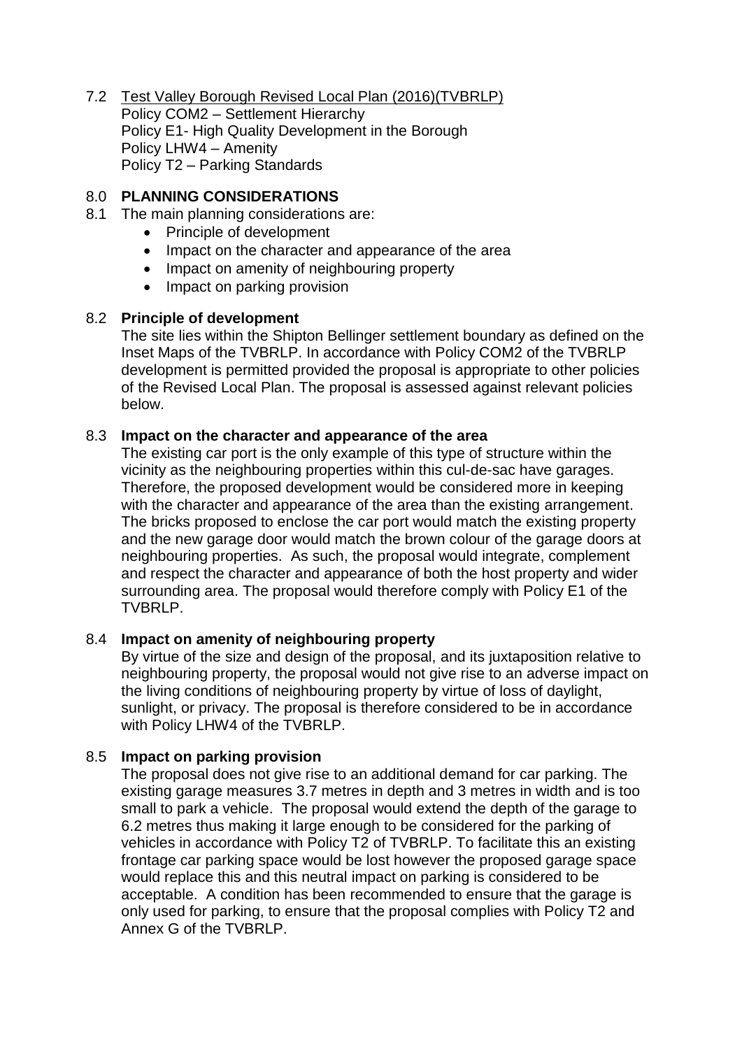7.2 <u>Test Valley Borough Revised Local Plan (2016)(TVBRLP)</u>
Policy COM2 – Settlement Hierarchy
Policy E1- High Quality Development in the Borough
Policy LHW4 – Amenity
Policy T2 – Parking Standards

## 8.0 PLANNING CONSIDERATIONS

8.1 The main planning considerations are:

- Principle of development
- Impact on the character and appearance of the area
- Impact on amenity of neighbouring property
- Impact on parking provision

### 8.2 Principle of development

The site lies within the Shipton Bellinger settlement boundary as defined on the Inset Maps of the TVBRLP. In accordance with Policy COM2 of the TVBRLP development is permitted provided the proposal is appropriate to other policies of the Revised Local Plan. The proposal is assessed against relevant policies below.

### 8.3 Impact on the character and appearance of the area

The existing car port is the only example of this type of structure within the vicinity as the neighbouring properties within this cul-de-sac have garages. Therefore, the proposed development would be considered more in keeping with the character and appearance of the area than the existing arrangement. The bricks proposed to enclose the car port would match the existing property and the new garage door would match the brown colour of the garage doors at neighbouring properties. As such, the proposal would integrate, complement and respect the character and appearance of both the host property and wider surrounding area. The proposal would therefore comply with Policy E1 of the TVBRLP.

### 8.4 Impact on amenity of neighbouring property

By virtue of the size and design of the proposal, and its juxtaposition relative to neighbouring property, the proposal would not give rise to an adverse impact on the living conditions of neighbouring property by virtue of loss of daylight, sunlight, or privacy. The proposal is therefore considered to be in accordance with Policy LHW4 of the TVBRLP.

### 8.5 Impact on parking provision

The proposal does not give rise to an additional demand for car parking. The existing garage measures 3.7 metres in depth and 3 metres in width and is too small to park a vehicle. The proposal would extend the depth of the garage to 6.2 metres thus making it large enough to be considered for the parking of vehicles in accordance with Policy T2 of TVBRLP. To facilitate this an existing frontage car parking space would be lost however the proposed garage space would replace this and this neutral impact on parking is considered to be acceptable. A condition has been recommended to ensure that the garage is only used for parking, to ensure that the proposal complies with Policy T2 and Annex G of the TVBRLP.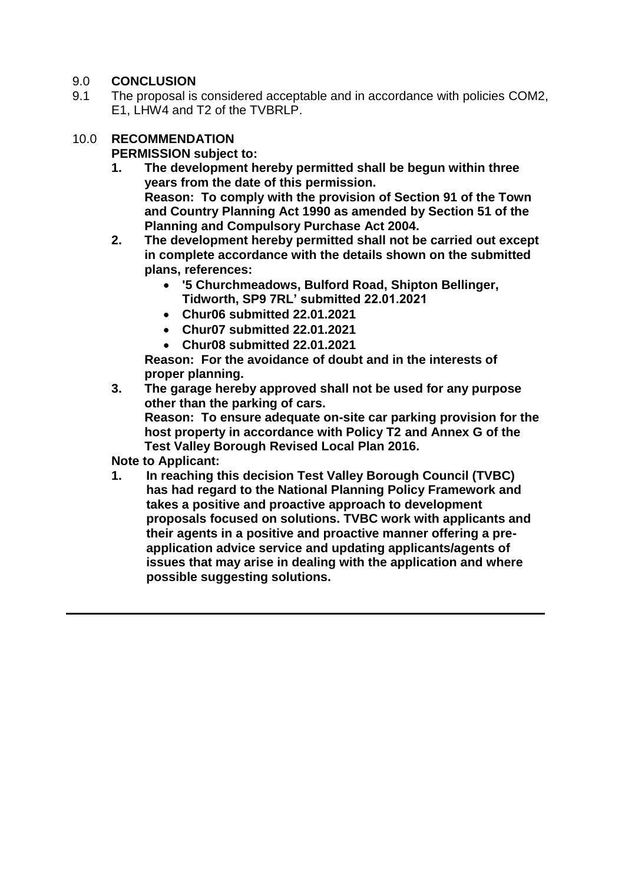## 9.0 CONCLUSION

9.1 The proposal is considered acceptable and in accordance with policies COM2, E1, LHW4 and T2 of the TVBRLP.

## 10.0 RECOMMENDATION

**PERMISSION subject to:**

1. **The development hereby permitted shall be begun within three years from the date of this permission.**
   **Reason: To comply with the provision of Section 91 of the Town and Country Planning Act 1990 as amended by Section 51 of the Planning and Compulsory Purchase Act 2004.**
2. **The development hereby permitted shall not be carried out except in complete accordance with the details shown on the submitted plans, references:**
   - **'5 Churchmeadows, Bulford Road, Shipton Bellinger, Tidworth, SP9 7RL' submitted 22.01.2021**
   - **Chur06 submitted 22.01.2021**
   - **Chur07 submitted 22.01.2021**
   - **Chur08 submitted 22.01.2021**

   **Reason: For the avoidance of doubt and in the interests of proper planning.**
3. **The garage hereby approved shall not be used for any purpose other than the parking of cars.**
   **Reason: To ensure adequate on-site car parking provision for the host property in accordance with Policy T2 and Annex G of the Test Valley Borough Revised Local Plan 2016.**

**Note to Applicant:**

1. **In reaching this decision Test Valley Borough Council (TVBC) has had regard to the National Planning Policy Framework and takes a positive and proactive approach to development proposals focused on solutions. TVBC work with applicants and their agents in a positive and proactive manner offering a pre-application advice service and updating applicants/agents of issues that may arise in dealing with the application and where possible suggesting solutions.**